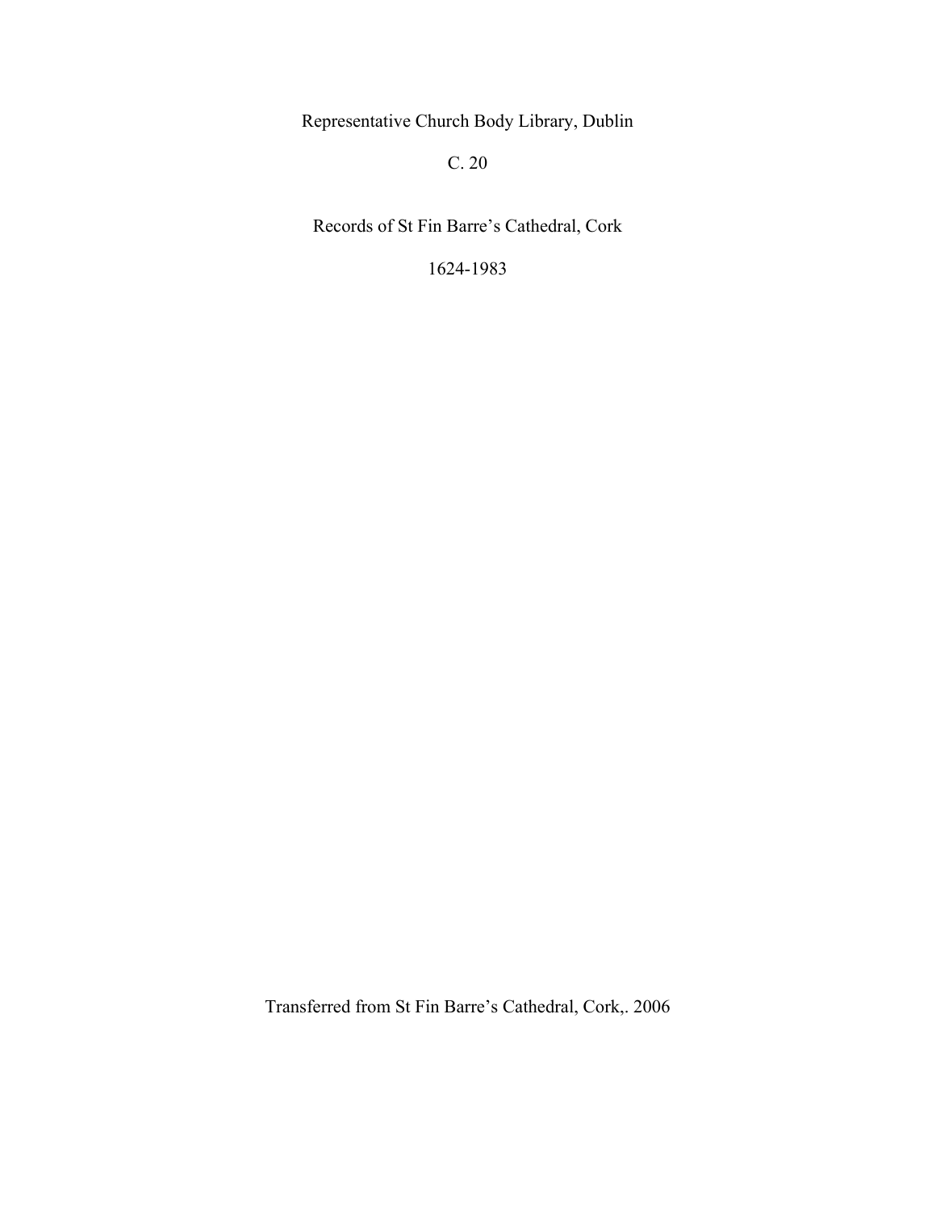Representative Church Body Library, Dublin

C. 20

# Records of St Fin Barre's Cathedral, Cork

1624-1983

Transferred from St Fin Barre's Cathedral, Cork,. 2006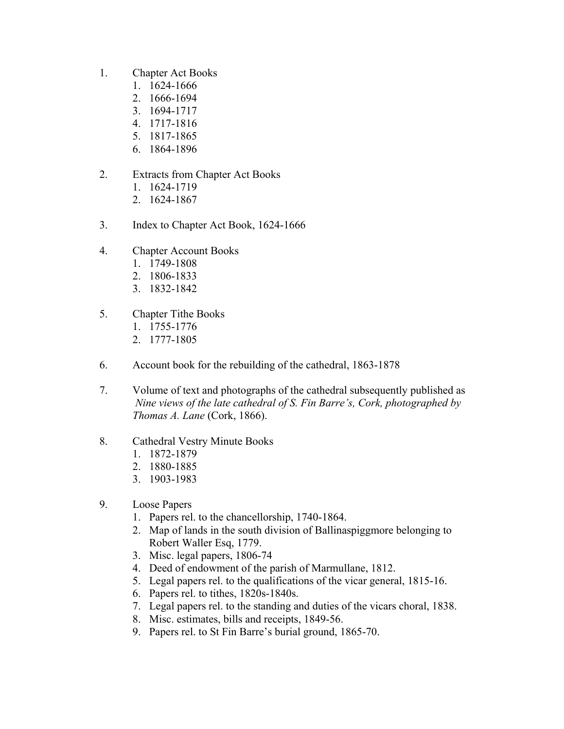1. Chapter Act Books
    1. 1624-1666
    2. 1666-1694
    3. 1694-1717
    4. 1717-1816
    5. 1817-1865
    6. 1864-1896

2. Extracts from Chapter Act Books
    1. 1624-1719
    2. 1624-1867

3. Index to Chapter Act Book, 1624-1666

4. Chapter Account Books
    1. 1749-1808
    2. 1806-1833
    3. 1832-1842

5. Chapter Tithe Books
    1. 1755-1776
    2. 1777-1805

6. Account book for the rebuilding of the cathedral, 1863-1878

7. Volume of text and photographs of the cathedral subsequently published as *Nine views of the late cathedral of S. Fin Barre's, Cork, photographed by Thomas A. Lane* (Cork, 1866).

8. Cathedral Vestry Minute Books
    1. 1872-1879
    2. 1880-1885
    3. 1903-1983

9. Loose Papers
    1. Papers rel. to the chancellorship, 1740-1864.
    2. Map of lands in the south division of Ballinaspiggmore belonging to Robert Waller Esq, 1779.
    3. Misc. legal papers, 1806-74
    4. Deed of endowment of the parish of Marmullane, 1812.
    5. Legal papers rel. to the qualifications of the vicar general, 1815-16.
    6. Papers rel. to tithes, 1820s-1840s.
    7. Legal papers rel. to the standing and duties of the vicars choral, 1838.
    8. Misc. estimates, bills and receipts, 1849-56.
    9. Papers rel. to St Fin Barre's burial ground, 1865-70.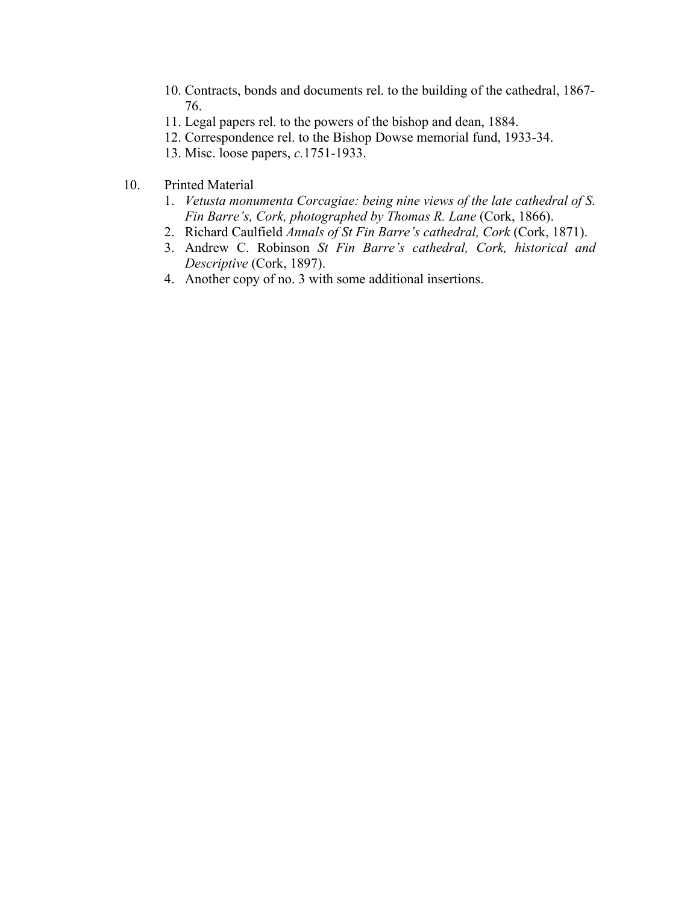10. Contracts, bonds and documents rel. to the building of the cathedral, 1867-76.
11. Legal papers rel. to the powers of the bishop and dean, 1884.
12. Correspondence rel. to the Bishop Dowse memorial fund, 1933-34.
13. Misc. loose papers, *c.*1751-1933.

10. Printed Material
    1. *Vetusta monumenta Corcagiae: being nine views of the late cathedral of S. Fin Barre's, Cork, photographed by Thomas R. Lane* (Cork, 1866).
    2. Richard Caulfield *Annals of St Fin Barre's cathedral, Cork* (Cork, 1871).
    3. Andrew C. Robinson *St Fin Barre's cathedral, Cork, historical and Descriptive* (Cork, 1897).
    4. Another copy of no. 3 with some additional insertions.